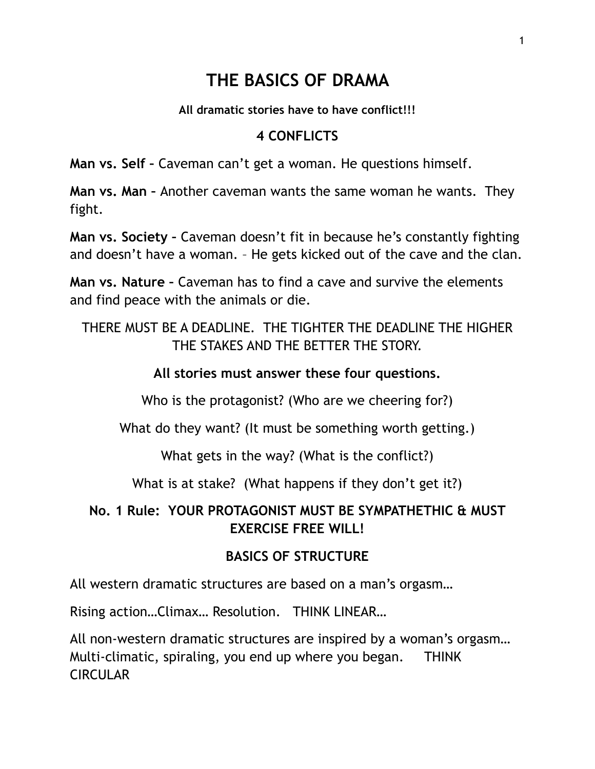# THE BASICS OF DRAMA

**All dramatic stories have to have conflict!!!**

## 4 CONFLICTS

**Man vs. Self** – Caveman can't get a woman. He questions himself.

**Man vs. Man** – Another caveman wants the same woman he wants. They fight.

**Man vs. Society** – Caveman doesn't fit in because he's constantly fighting and doesn't have a woman. – He gets kicked out of the cave and the clan.

**Man vs. Nature** – Caveman has to find a cave and survive the elements and find peace with the animals or die.

THERE MUST BE A DEADLINE. THE TIGHTER THE DEADLINE THE HIGHER THE STAKES AND THE BETTER THE STORY.

**All stories must answer these four questions.**

Who is the protagonist? (Who are we cheering for?)

What do they want? (It must be something worth getting.)

What gets in the way? (What is the conflict?)

What is at stake? (What happens if they don't get it?)

**No. 1 Rule: YOUR PROTAGONIST MUST BE SYMPATHETHIC & MUST EXERCISE FREE WILL!**

## BASICS OF STRUCTURE

All western dramatic structures are based on a man's orgasm…

Rising action…Climax… Resolution. THINK LINEAR…

All non-western dramatic structures are inspired by a woman's orgasm… Multi-climatic, spiraling, you end up where you began. THINK CIRCULAR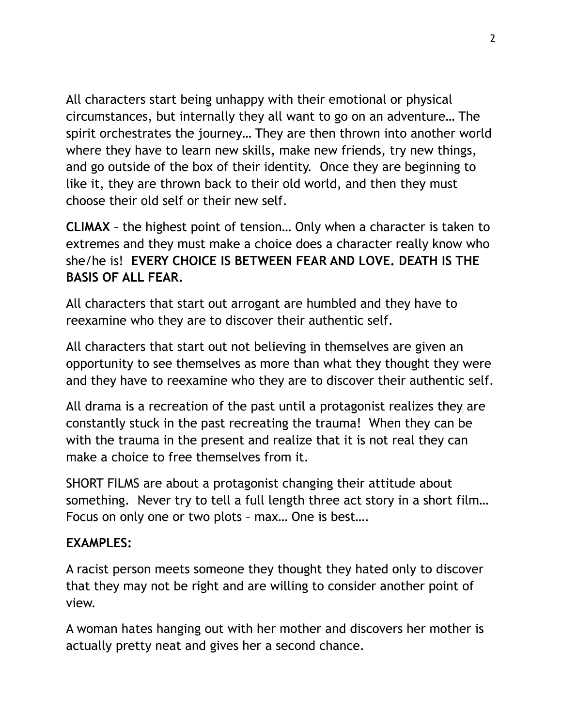All characters start being unhappy with their emotional or physical circumstances, but internally they all want to go on an adventure… The spirit orchestrates the journey… They are then thrown into another world where they have to learn new skills, make new friends, try new things, and go outside of the box of their identity. Once they are beginning to like it, they are thrown back to their old world, and then they must choose their old self or their new self.

**CLIMAX** – the highest point of tension… Only when a character is taken to extremes and they must make a choice does a character really know who she/he is! **EVERY CHOICE IS BETWEEN FEAR AND LOVE. DEATH IS THE BASIS OF ALL FEAR.**

All characters that start out arrogant are humbled and they have to reexamine who they are to discover their authentic self.

All characters that start out not believing in themselves are given an opportunity to see themselves as more than what they thought they were and they have to reexamine who they are to discover their authentic self.

All drama is a recreation of the past until a protagonist realizes they are constantly stuck in the past recreating the trauma! When they can be with the trauma in the present and realize that it is not real they can make a choice to free themselves from it.

SHORT FILMS are about a protagonist changing their attitude about something. Never try to tell a full length three act story in a short film… Focus on only one or two plots – max… One is best….

**EXAMPLES:**

A racist person meets someone they thought they hated only to discover that they may not be right and are willing to consider another point of view.

A woman hates hanging out with her mother and discovers her mother is actually pretty neat and gives her a second chance.